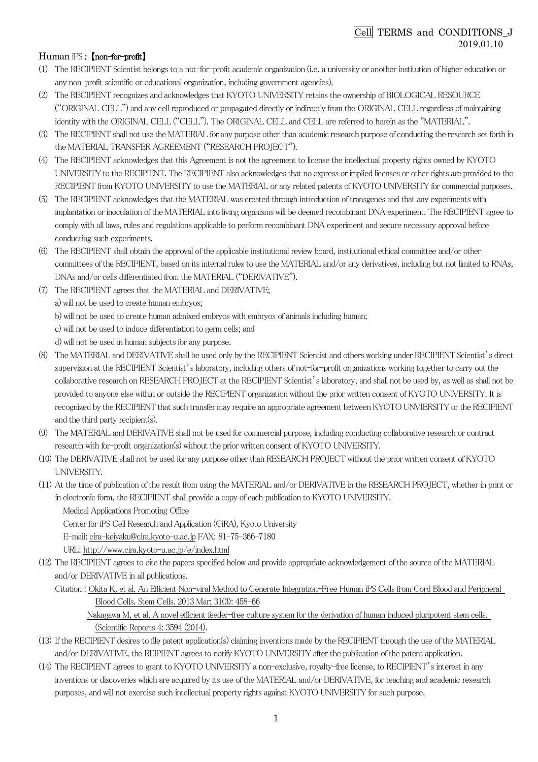Cell TERMS and CONDITIONS_J
2019.01.10

## Human iPS : 【non-for-profit】

(1) The RECIPIENT Scientist belongs to a not-for-profit academic organization (i.e. a university or another institution of higher education or any non-profit scientific or educational organization, including government agencies).

(2) The RECIPIENT recognizes and acknowledges that KYOTO UNIVERSITY retains the ownership of BIOLOGICAL RESOURCE ("ORIGINAL CELL") and any cell reproduced or propagated directly or indirectly from the ORIGINAL CELL regardless of maintaining identity with the ORIGINAL CELL ("CELL"). The ORIGINAL CELL and CELL are referred to herein as the "MATERIAL".

(3) The RECIPIENT shall not use the MATERIAL for any purpose other than academic research purpose of conducting the research set forth in the MATERIAL TRANSFER AGREEMENT ("RESEARCH PROJECT").

(4) The RECIPIENT acknowledges that this Agreement is not the agreement to license the intellectual property rights owned by KYOTO UNIVERSITY to the RECIPIENT. The RECIPIENT also acknowledges that no express or implied licenses or other rights are provided to the RECIPIENT from KYOTO UNIVERSITY to use the MATERIAL or any related patents of KYOTO UNIVERSITY for commercial purposes.

(5) The RECIPIENT acknowledges that the MATERIAL was created through introduction of transgenes and that any experiments with implantation or inoculation of the MATERIAL into living organisms will be deemed recombinant DNA experiment. The RECIPIENT agree to comply with all laws, rules and regulations applicable to perform recombinant DNA experiment and secure necessary approval before conducting such experiments.

(6) The RECIPIENT shall obtain the approval of the applicable institutional review board, institutional ethical committee and/or other committees of the RECIPIENT, based on its internal rules to use the MATERIAL and/or any derivatives, including but not limited to RNAs, DNAs and/or cells differentiated from the MATERIAL ("DERIVATIVE").

(7) The RECIPIENT agrees that the MATERIAL and DERIVATIVE;
   a) will not be used to create human embryos;
   b) will not be used to create human admixed embryos with embryos of animals including human;
   c) will not be used to induce differentiation to germ cells; and
   d) will not be used in human subjects for any purpose.

(8) The MATERIAL and DERIVATIVE shall be used only by the RECIPIENT Scientist and others working under RECIPIENT Scientist's direct supervision at the RECIPIENT Scientist's laboratory, including others of not-for-profit organizations working together to carry out the collaborative research on RESEARCH PROJECT at the RECIPIENT Scientist's laboratory, and shall not be used by, as well as shall not be provided to anyone else within or outside the RECIPIENT organization without the prior written consent of KYOTO UNIVERSITY. It is recognized by the RECIPIENT that such transfer may require an appropriate agreement between KYOTO UNVIERSITY or the RECIPIENT and the third party recipient(s).

(9) The MATERIAL and DERIVATIVE shall not be used for commercial purpose, including conducting collaborative research or contract research with for-profit organization(s) without the prior written consent of KYOTO UNIVERSITY.

(10) The DERIVATIVE shall not be used for any purpose other than RESEARCH PROJECT without the prior written consent of KYOTO UNIVERSITY.

(11) At the time of publication of the result from using the MATERIAL and/or DERIVATIVE in the RESEARCH PROJECT, whether in print or in electronic form, the RECIPIENT shall provide a copy of each publication to KYOTO UNIVERSITY.
   Medical Applications Promoting Office
   Center for iPS Cell Research and Application (CiRA), Kyoto University
   E-mail: cira-keiyaku@cira.kyoto-u.ac.jp FAX: 81-75-366-7180
   URL: http://www.cira.kyoto-u.ac.jp/e/index.html

(12) The RECIPIENT agrees to cite the papers specified below and provide appropriate acknowledgement of the source of the MATERIAL and/or DERIVATIVE in all publications.
   Citation : Okita K, et al. An Efficient Non-viral Method to Generate Integration-Free Human iPS Cells from Cord Blood and Peripheral Blood Cells. Stem Cells. 2013 Mar; 31(3): 458-66
   Nakagawa M, et al. A novel efficient feeder-free culture system for the derivation of human induced pluripotent stem cells. (Scientific Reports 4: 3594 (2014).

(13) If the RECIPIENT desires to file patent application(s) claiming inventions made by the RECIPIENT through the use of the MATERIAL and/or DERIVATIVE, the REIPIENT agrees to notify KYOTO UNIVERSITY after the publication of the patent application.

(14) The RECIPIENT agrees to grant to KYOTO UNIVERSITY a non-exclusive, royalty-free license, to RECIPIENT's interest in any inventions or discoveries which are acquired by its use of the MATERIAL and/or DERIVATIVE, for teaching and academic research purposes, and will not exercise such intellectual property rights against KYOTO UNIVERSITY for such purpose.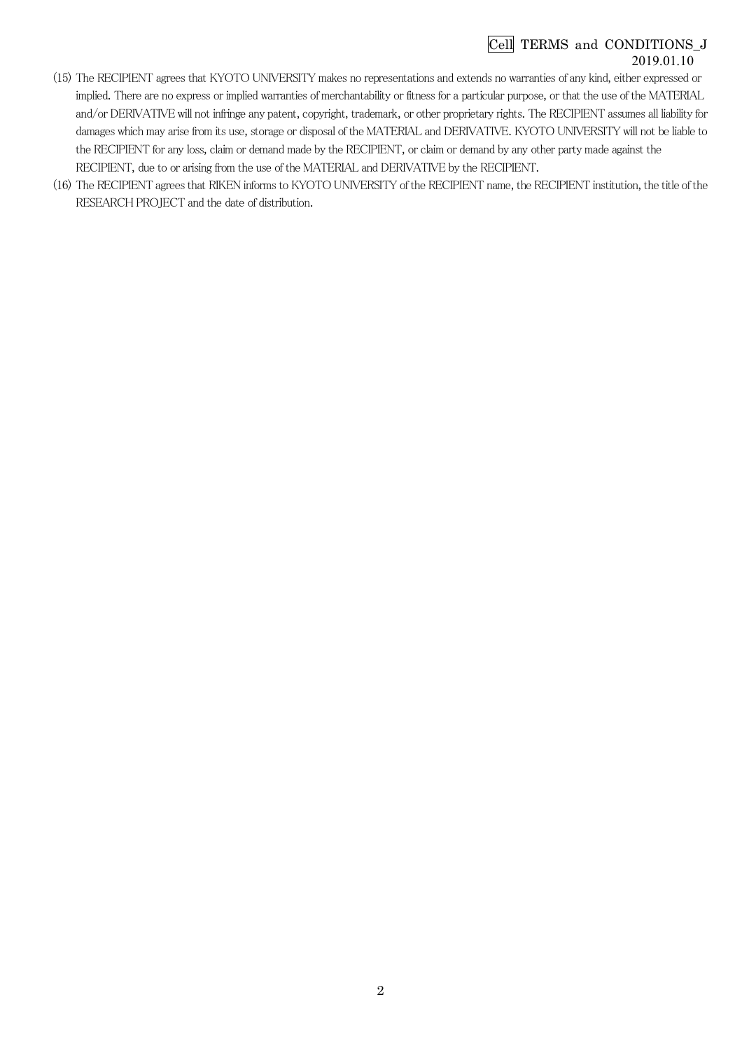(15) The RECIPIENT agrees that KYOTO UNIVERSITY makes no representations and extends no warranties of any kind, either expressed or implied. There are no express or implied warranties of merchantability or fitness for a particular purpose, or that the use of the MATERIAL and/or DERIVATIVE will not infringe any patent, copyright, trademark, or other proprietary rights. The RECIPIENT assumes all liability for damages which may arise from its use, storage or disposal of the MATERIAL and DERIVATIVE. KYOTO UNIVERSITY will not be liable to the RECIPIENT for any loss, claim or demand made by the RECIPIENT, or claim or demand by any other party made against the RECIPIENT, due to or arising from the use of the MATERIAL and DERIVATIVE by the RECIPIENT.

(16) The RECIPIENT agrees that RIKEN informs to KYOTO UNIVERSITY of the RECIPIENT name, the RECIPIENT institution, the title of the RESEARCH PROJECT and the date of distribution.